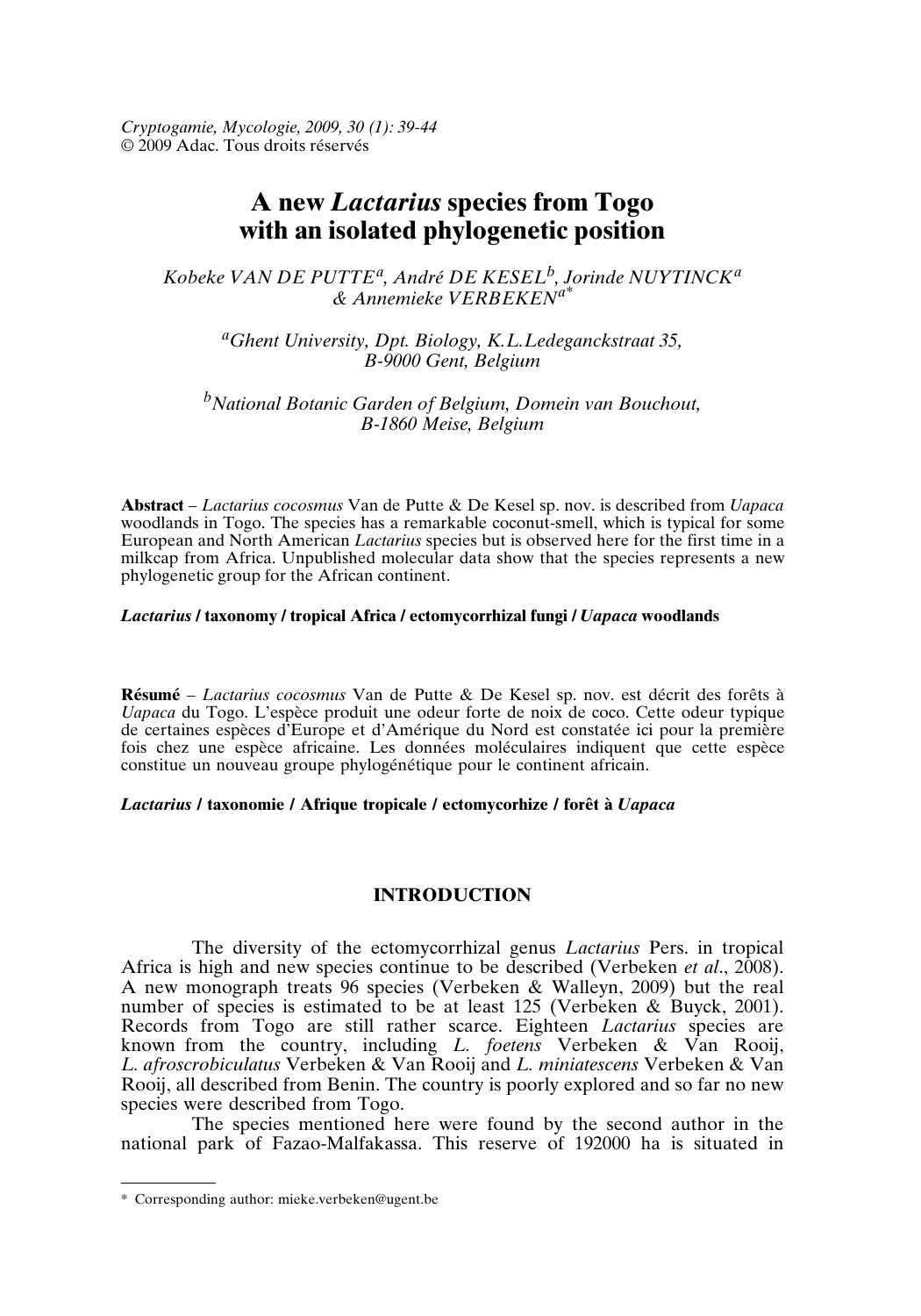# A new *Lactarius* species from Togo with an isolated phylogenetic position

*Kobeke VAN DE PUTTE*[a], *André DE KESEL*[b], *Jorinde NUYTINCK*[a] *& Annemieke VERBEKEN*[a*]

[a]*Ghent University, Dpt. Biology, K.L.Ledeganckstraat 35, B-9000 Gent, Belgium*

[b]*National Botanic Garden of Belgium, Domein van Bouchout, B-1860 Meise, Belgium*

**Abstract** – *Lactarius cocosmus* Van de Putte & De Kesel sp. nov. is described from *Uapaca* woodlands in Togo. The species has a remarkable coconut-smell, which is typical for some European and North American *Lactarius* species but is observed here for the first time in a milkcap from Africa. Unpublished molecular data show that the species represents a new phylogenetic group for the African continent.

***Lactarius*** **/ taxonomy / tropical Africa / ectomycorrhizal fungi /** ***Uapaca*** **woodlands**

**Résumé** – *Lactarius cocosmus* Van de Putte & De Kesel sp. nov. est décrit des forêts à *Uapaca* du Togo. L'espèce produit une odeur forte de noix de coco. Cette odeur typique de certaines espèces d'Europe et d'Amérique du Nord est constatée ici pour la première fois chez une espèce africaine. Les données moléculaires indiquent que cette espèce constitue un nouveau groupe phylogénétique pour le continent africain.

***Lactarius*** **/ taxonomie / Afrique tropicale / ectomycorhize / forêt à** ***Uapaca***

## INTRODUCTION

The diversity of the ectomycorrhizal genus *Lactarius* Pers. in tropical Africa is high and new species continue to be described (Verbeken *et al*., 2008). A new monograph treats 96 species (Verbeken & Walleyn, 2009) but the real number of species is estimated to be at least 125 (Verbeken & Buyck, 2001). Records from Togo are still rather scarce. Eighteen *Lactarius* species are known from the country, including *L. foetens* Verbeken & Van Rooij, *L. afroscrobiculatus* Verbeken & Van Rooij and *L. miniatescens* Verbeken & Van Rooij, all described from Benin. The country is poorly explored and so far no new species were described from Togo.

The species mentioned here were found by the second author in the national park of Fazao-Malfakassa. This reserve of 192000 ha is situated in

\* Corresponding author: mieke.verbeken@ugent.be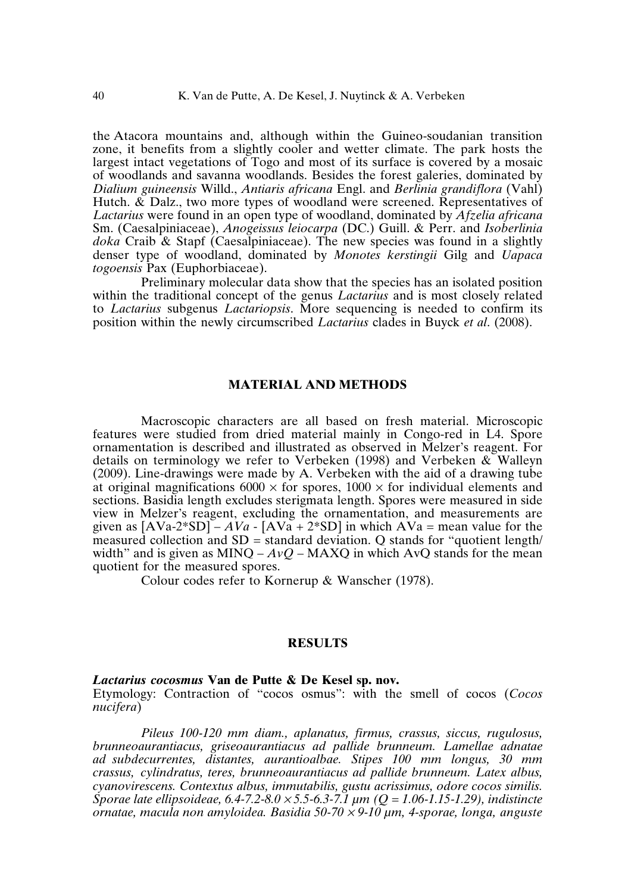the Atacora mountains and, although within the Guineo-soudanian transition zone, it benefits from a slightly cooler and wetter climate. The park hosts the largest intact vegetations of Togo and most of its surface is covered by a mosaic of woodlands and savanna woodlands. Besides the forest galeries, dominated by *Dialium guineensis* Willd., *Antiaris africana* Engl. and *Berlinia grandiflora* (Vahl) Hutch. & Dalz., two more types of woodland were screened. Representatives of *Lactarius* were found in an open type of woodland, dominated by *Afzelia africana* Sm. (Caesalpiniaceae), *Anogeissus leiocarpa* (DC.) Guill. & Perr. and *Isoberlinia doka* Craib & Stapf (Caesalpiniaceae). The new species was found in a slightly denser type of woodland, dominated by *Monotes kerstingii* Gilg and *Uapaca togoensis* Pax (Euphorbiaceae).

Preliminary molecular data show that the species has an isolated position within the traditional concept of the genus *Lactarius* and is most closely related to *Lactarius* subgenus *Lactariopsis*. More sequencing is needed to confirm its position within the newly circumscribed *Lactarius* clades in Buyck *et al*. (2008).

## MATERIAL AND METHODS

Macroscopic characters are all based on fresh material. Microscopic features were studied from dried material mainly in Congo-red in L4. Spore ornamentation is described and illustrated as observed in Melzer's reagent. For details on terminology we refer to Verbeken (1998) and Verbeken & Walleyn (2009). Line-drawings were made by A. Verbeken with the aid of a drawing tube at original magnifications 6000 × for spores, 1000 × for individual elements and sections. Basidia length excludes sterigmata length. Spores were measured in side view in Melzer's reagent, excluding the ornamentation, and measurements are given as [AVa-2*SD] – *AVa* - [AVa + 2*SD] in which AVa = mean value for the measured collection and SD = standard deviation. Q stands for "quotient length/width" and is given as MINQ – *AvQ* – MAXQ in which AvQ stands for the mean quotient for the measured spores.

Colour codes refer to Kornerup & Wanscher (1978).

## RESULTS

***Lactarius cocosmus* Van de Putte & De Kesel sp. nov.**

Etymology: Contraction of "cocos osmus": with the smell of cocos (*Cocos nucifera*)

*Pileus 100-120 mm diam., aplanatus, firmus, crassus, siccus, rugulosus, brunneoaurantiacus, griseoaurantiacus ad pallide brunneum. Lamellae adnatae ad subdecurrentes, distantes, aurantioalbae. Stipes 100 mm longus, 30 mm crassus, cylindratus, teres, brunneoaurantiacus ad pallide brunneum. Latex albus, cyanovirescens. Contextus albus, immutabilis, gustu acrissimus, odore cocos similis. Sporae late ellipsoideae, 6.4-7.2-8.0 × 5.5-6.3-7.1 µm (Q = 1.06-1.15-1.29), indistincte ornatae, macula non amyloidea. Basidia 50-70 × 9-10 µm, 4-sporae, longa, anguste*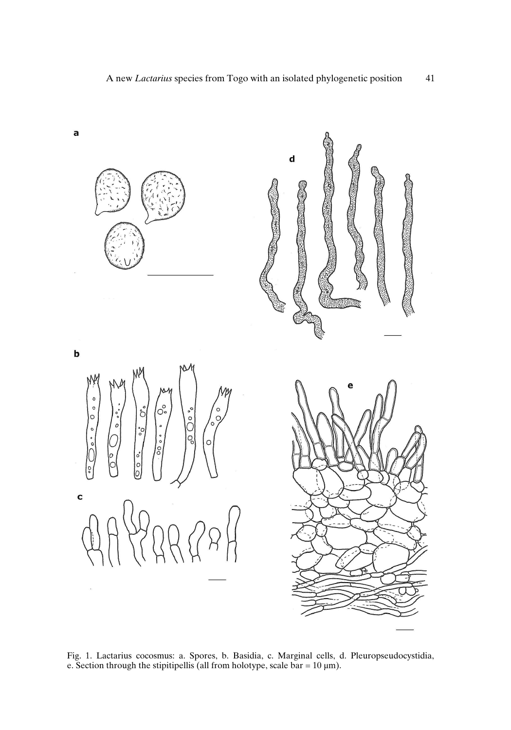Fig. 1. Lactarius cocosmus: a. Spores, b. Basidia, c. Marginal cells, d. Pleuropseudocystidia, e. Section through the stipitipellis (all from holotype, scale bar = 10 µm).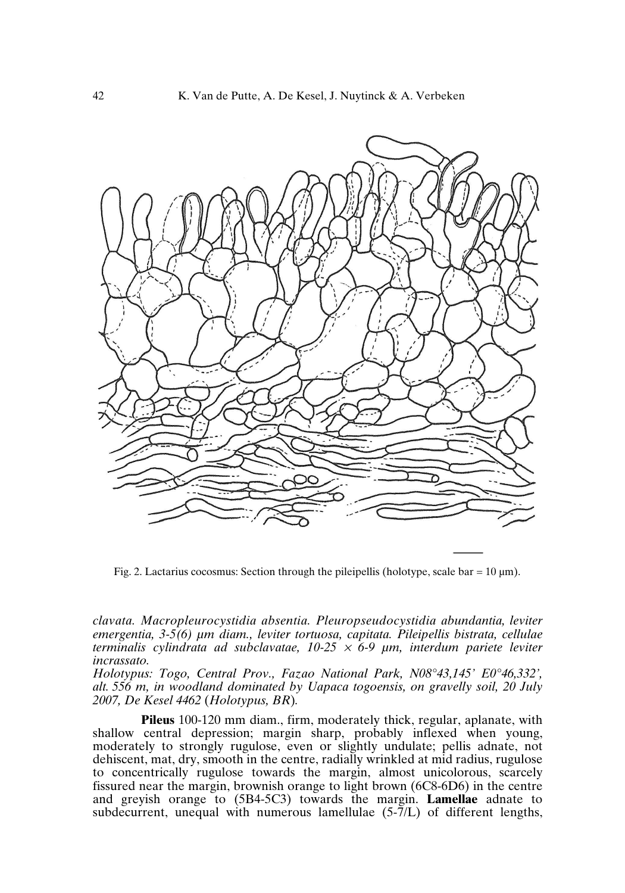Fig. 2. Lactarius cocosmus: Section through the pileipellis (holotype, scale bar = 10 µm).

*clavata. Macropleurocystidia absentia. Pleuropseudocystidia abundantia, leviter emergentia, 3-5(6) µm diam., leviter tortuosa, capitata. Pileipellis bistrata, cellulae terminalis cylindrata ad subclavatae, 10-25 × 6-9 µm, interdum pariete leviter incrassato.*

*Holotypus: Togo, Central Prov., Fazao National Park, N08°43,145' E0°46,332', alt. 556 m, in woodland dominated by Uapaca togoensis, on gravelly soil, 20 July 2007, De Kesel 4462 (Holotypus, BR).*

**Pileus** 100-120 mm diam., firm, moderately thick, regular, aplanate, with shallow central depression; margin sharp, probably inflexed when young, moderately to strongly rugulose, even or slightly undulate; pellis adnate, not dehiscent, mat, dry, smooth in the centre, radially wrinkled at mid radius, rugulose to concentrically rugulose towards the margin, almost unicolorous, scarcely fissured near the margin, brownish orange to light brown (6C8-6D6) in the centre and greyish orange to (5B4-5C3) towards the margin. **Lamellae** adnate to subdecurrent, unequal with numerous lamellulae (5-7/L) of different lengths,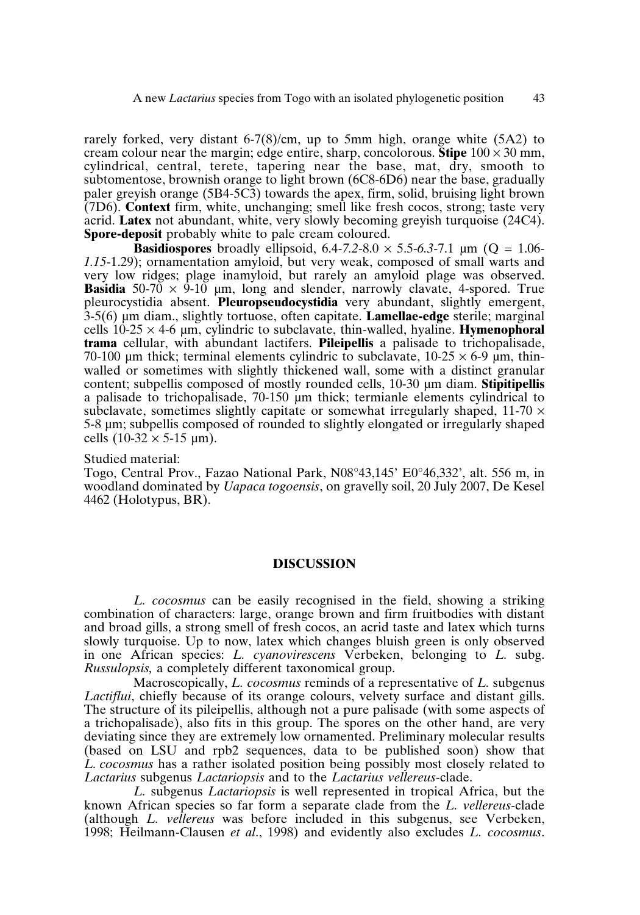rarely forked, very distant 6-7(8)/cm, up to 5mm high, orange white (5A2) to cream colour near the margin; edge entire, sharp, concolorous. **Stipe** 100 × 30 mm, cylindrical, central, terete, tapering near the base, mat, dry, smooth to subtomentose, brownish orange to light brown (6C8-6D6) near the base, gradually paler greyish orange (5B4-5C3) towards the apex, firm, solid, bruising light brown (7D6). **Context** firm, white, unchanging; smell like fresh cocos, strong; taste very acrid. **Latex** not abundant, white, very slowly becoming greyish turquoise (24C4). **Spore-deposit** probably white to pale cream coloured.

**Basidiospores** broadly ellipsoid, 6.4-*7.2*-8.0 × 5.5-*6.3*-7.1 µm (Q = 1.06-*1.15*-1.29); ornamentation amyloid, but very weak, composed of small warts and very low ridges; plage inamyloid, but rarely an amyloid plage was observed. **Basidia** 50-70 × 9-10 µm, long and slender, narrowly clavate, 4-spored. True pleurocystidia absent. **Pleuropseudocystidia** very abundant, slightly emergent, 3-5(6) µm diam., slightly tortuose, often capitate. **Lamellae-edge** sterile; marginal cells 10-25 × 4-6 µm, cylindric to subclavate, thin-walled, hyaline. **Hymenophoral trama** cellular, with abundant lactifers. **Pileipellis** a palisade to trichopalisade, 70-100 µm thick; terminal elements cylindric to subclavate, 10-25 × 6-9 µm, thin-walled or sometimes with slightly thickened wall, some with a distinct granular content; subpellis composed of mostly rounded cells, 10-30 µm diam. **Stipitipellis** a palisade to trichopalisade, 70-150 µm thick; termianle elements cylindrical to subclavate, sometimes slightly capitate or somewhat irregularly shaped, 11-70 × 5-8 µm; subpellis composed of rounded to slightly elongated or irregularly shaped cells (10-32 × 5-15 µm).

Studied material:
Togo, Central Prov., Fazao National Park, N08°43,145' E0°46,332', alt. 556 m, in woodland dominated by *Uapaca togoensis*, on gravelly soil, 20 July 2007, De Kesel 4462 (Holotypus, BR).

## DISCUSSION

*L. cocosmus* can be easily recognised in the field, showing a striking combination of characters: large, orange brown and firm fruitbodies with distant and broad gills, a strong smell of fresh cocos, an acrid taste and latex which turns slowly turquoise. Up to now, latex which changes bluish green is only observed in one African species: *L. cyanovirescens* Verbeken, belonging to *L.* subg. *Russulopsis,* a completely different taxonomical group.

Macroscopically, *L. cocosmus* reminds of a representative of *L.* subgenus *Lactiflui*, chiefly because of its orange colours, velvety surface and distant gills. The structure of its pileipellis, although not a pure palisade (with some aspects of a trichopalisade), also fits in this group. The spores on the other hand, are very deviating since they are extremely low ornamented. Preliminary molecular results (based on LSU and rpb2 sequences, data to be published soon) show that *L. cocosmus* has a rather isolated position being possibly most closely related to *Lactarius* subgenus *Lactariopsis* and to the *Lactarius vellereus*-clade.

*L.* subgenus *Lactariopsis* is well represented in tropical Africa, but the known African species so far form a separate clade from the *L. vellereus*-clade (although *L. vellereus* was before included in this subgenus, see Verbeken, 1998; Heilmann-Clausen *et al*., 1998) and evidently also excludes *L. cocosmus*.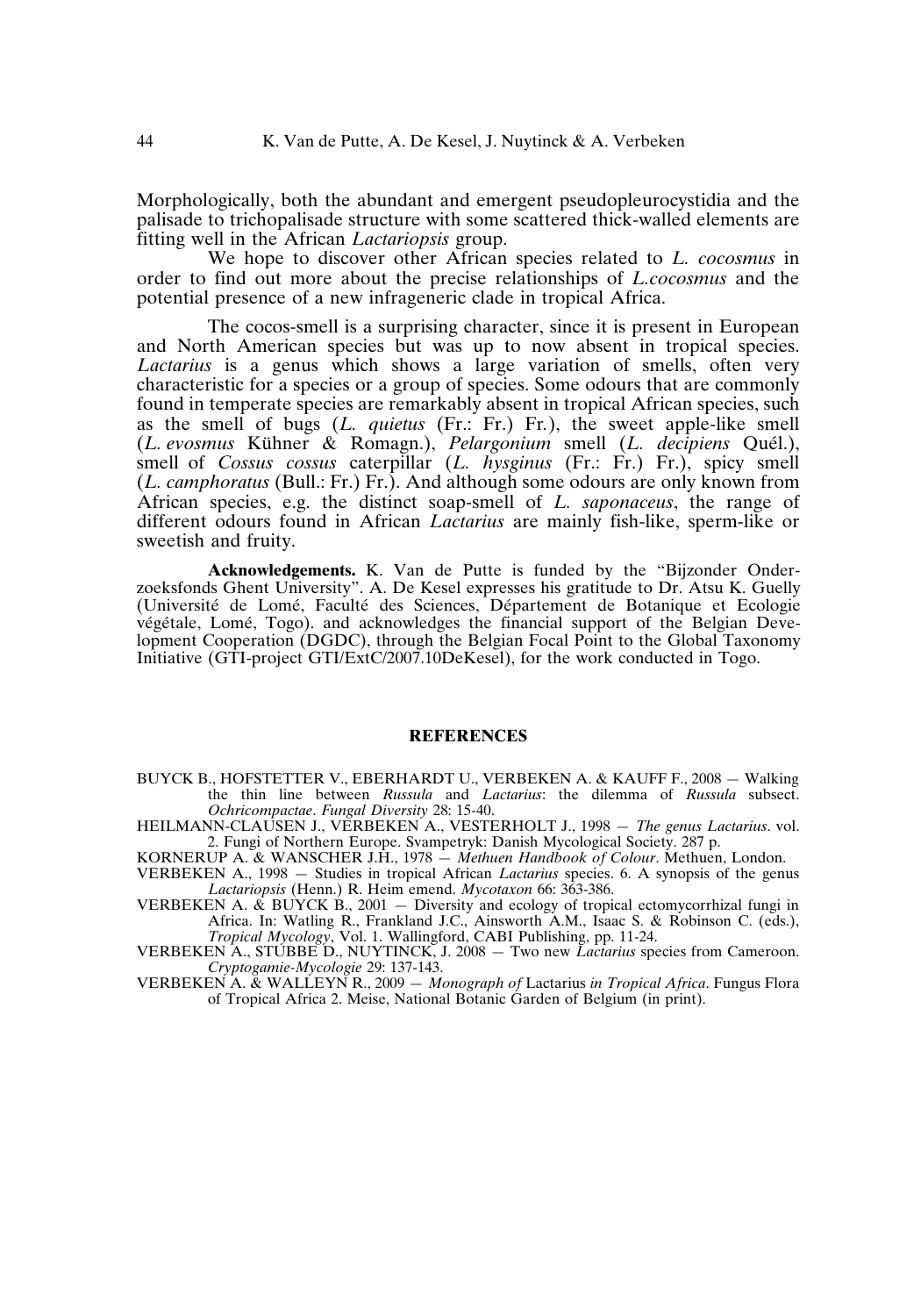Morphologically, both the abundant and emergent pseudopleurocystidia and the palisade to trichopalisade structure with some scattered thick-walled elements are fitting well in the African *Lactariopsis* group.

We hope to discover other African species related to *L. cocosmus* in order to find out more about the precise relationships of *L.cocosmus* and the potential presence of a new infrageneric clade in tropical Africa.

The cocos-smell is a surprising character, since it is present in European and North American species but was up to now absent in tropical species. *Lactarius* is a genus which shows a large variation of smells, often very characteristic for a species or a group of species. Some odours that are commonly found in temperate species are remarkably absent in tropical African species, such as the smell of bugs (*L. quietus* (Fr.: Fr.) Fr.), the sweet apple-like smell (*L. evosmus* Kühner & Romagn.), *Pelargonium* smell (*L. decipiens* Quél.), smell of *Cossus cossus* caterpillar (*L. hysginus* (Fr.: Fr.) Fr.), spicy smell (*L. camphoratus* (Bull.: Fr.) Fr.). And although some odours are only known from African species, e.g. the distinct soap-smell of *L. saponaceus*, the range of different odours found in African *Lactarius* are mainly fish-like, sperm-like or sweetish and fruity.

**Acknowledgements.** K. Van de Putte is funded by the "Bijzonder Onderzoeksfonds Ghent University". A. De Kesel expresses his gratitude to Dr. Atsu K. Guelly (Université de Lomé, Faculté des Sciences, Département de Botanique et Ecologie végétale, Lomé, Togo). and acknowledges the financial support of the Belgian Development Cooperation (DGDC), through the Belgian Focal Point to the Global Taxonomy Initiative (GTI-project GTI/ExtC/2007.10DeKesel), for the work conducted in Togo.

## REFERENCES

BUYCK B., HOFSTETTER V., EBERHARDT U., VERBEKEN A. & KAUFF F., 2008 — Walking the thin line between *Russula* and *Lactarius*: the dilemma of *Russula* subsect. *Ochricompactae*. *Fungal Diversity* 28: 15-40.

HEILMANN-CLAUSEN J., VERBEKEN A., VESTERHOLT J., 1998 — *The genus Lactarius*. vol. 2. Fungi of Northern Europe. Svampetryk: Danish Mycological Society. 287 p.

KORNERUP A. & WANSCHER J.H., 1978 — *Methuen Handbook of Colour*. Methuen, London.

VERBEKEN A., 1998 — Studies in tropical African *Lactarius* species. 6. A synopsis of the genus *Lactariopsis* (Henn.) R. Heim emend. *Mycotaxon* 66: 363-386.

VERBEKEN A. & BUYCK B., 2001 — Diversity and ecology of tropical ectomycorrhizal fungi in Africa. In: Watling R., Frankland J.C., Ainsworth A.M., Isaac S. & Robinson C. (eds.), *Tropical Mycology*, Vol. 1. Wallingford, CABI Publishing, pp. 11-24.

VERBEKEN A., STUBBE D., NUYTINCK, J. 2008 — Two new *Lactarius* species from Cameroon. *Cryptogamie-Mycologie* 29: 137-143.

VERBEKEN A. & WALLEYN R., 2009 — *Monograph of* Lactarius *in Tropical Africa*. Fungus Flora of Tropical Africa 2. Meise, National Botanic Garden of Belgium (in print).